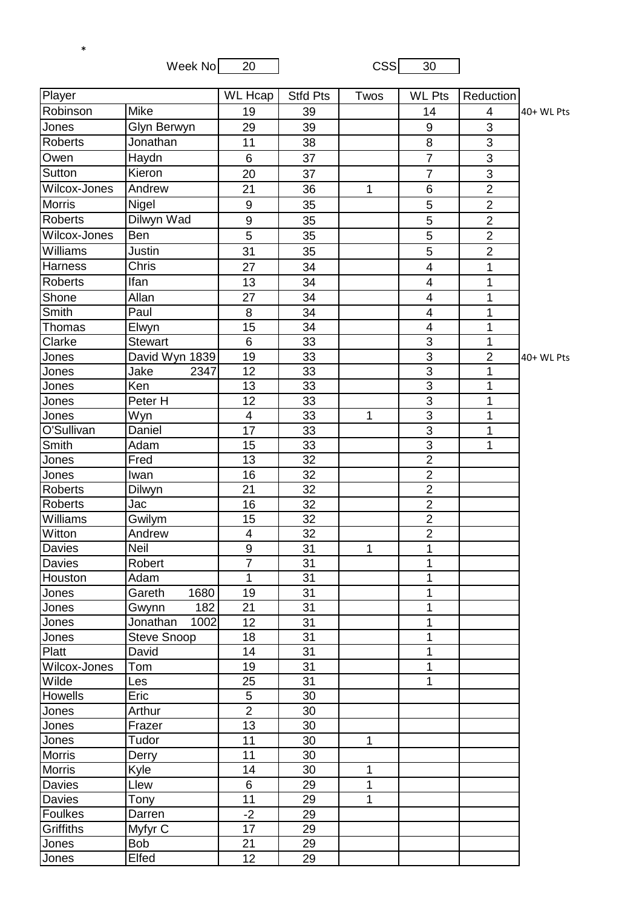*

Week No 20 CSS 30

| Player | | WL Hcap | Stfd Pts | Twos | WL Pts | Reduction | |
|---|---|---|---|---|---|---|---|
| Robinson | Mike | 19 | 39 | | 14 | 4 | 40+ WL Pts |
| Jones | Glyn Berwyn | 29 | 39 | | 9 | 3 | |
| Roberts | Jonathan | 11 | 38 | | 8 | 3 | |
| Owen | Haydn | 6 | 37 | | 7 | 3 | |
| Sutton | Kieron | 20 | 37 | | 7 | 3 | |
| Wilcox-Jones | Andrew | 21 | 36 | 1 | 6 | 2 | |
| Morris | Nigel | 9 | 35 | | 5 | 2 | |
| Roberts | Dilwyn Wad | 9 | 35 | | 5 | 2 | |
| Wilcox-Jones | Ben | 5 | 35 | | 5 | 2 | |
| Williams | Justin | 31 | 35 | | 5 | 2 | |
| Harness | Chris | 27 | 34 | | 4 | 1 | |
| Roberts | Ifan | 13 | 34 | | 4 | 1 | |
| Shone | Allan | 27 | 34 | | 4 | 1 | |
| Smith | Paul | 8 | 34 | | 4 | 1 | |
| Thomas | Elwyn | 15 | 34 | | 4 | 1 | |
| Clarke | Stewart | 6 | 33 | | 3 | 1 | |
| Jones | David Wyn 1839 | 19 | 33 | | 3 | 2 | 40+ WL Pts |
| Jones | Jake 2347 | 12 | 33 | | 3 | 1 | |
| Jones | Ken | 13 | 33 | | 3 | 1 | |
| Jones | Peter H | 12 | 33 | | 3 | 1 | |
| Jones | Wyn | 4 | 33 | 1 | 3 | 1 | |
| O'Sullivan | Daniel | 17 | 33 | | 3 | 1 | |
| Smith | Adam | 15 | 33 | | 3 | 1 | |
| Jones | Fred | 13 | 32 | | 2 | | |
| Jones | Iwan | 16 | 32 | | 2 | | |
| Roberts | Dilwyn | 21 | 32 | | 2 | | |
| Roberts | Jac | 16 | 32 | | 2 | | |
| Williams | Gwilym | 15 | 32 | | 2 | | |
| Witton | Andrew | 4 | 32 | | 2 | | |
| Davies | Neil | 9 | 31 | 1 | 1 | | |
| Davies | Robert | 7 | 31 | | 1 | | |
| Houston | Adam | 1 | 31 | | 1 | | |
| Jones | Gareth 1680 | 19 | 31 | | 1 | | |
| Jones | Gwynn 182 | 21 | 31 | | 1 | | |
| Jones | Jonathan 1002 | 12 | 31 | | 1 | | |
| Jones | Steve Snoop | 18 | 31 | | 1 | | |
| Platt | David | 14 | 31 | | 1 | | |
| Wilcox-Jones | Tom | 19 | 31 | | 1 | | |
| Wilde | Les | 25 | 31 | | 1 | | |
| Howells | Eric | 5 | 30 | | | | |
| Jones | Arthur | 2 | 30 | | | | |
| Jones | Frazer | 13 | 30 | | | | |
| Jones | Tudor | 11 | 30 | 1 | | | |
| Morris | Derry | 11 | 30 | | | | |
| Morris | Kyle | 14 | 30 | 1 | | | |
| Davies | Llew | 6 | 29 | 1 | | | |
| Davies | Tony | 11 | 29 | 1 | | | |
| Foulkes | Darren | -2 | 29 | | | | |
| Griffiths | Myfyr C | 17 | 29 | | | | |
| Jones | Bob | 21 | 29 | | | | |
| Jones | Elfed | 12 | 29 | | | | |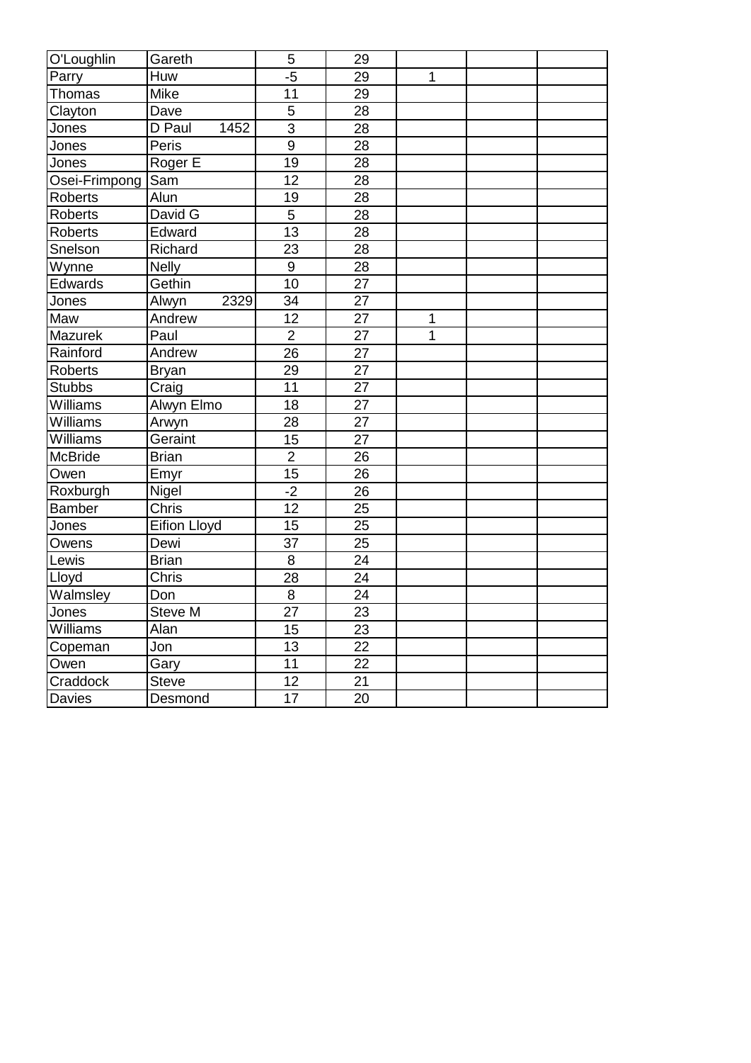| | | | | | | |
|---|---|---|---|---|---|---|
| O'Loughlin | Gareth | 5 | 29 | | | |
| Parry | Huw | -5 | 29 | 1 | | |
| Thomas | Mike | 11 | 29 | | | |
| Clayton | Dave | 5 | 28 | | | |
| Jones | D Paul 1452 | 3 | 28 | | | |
| Jones | Peris | 9 | 28 | | | |
| Jones | Roger E | 19 | 28 | | | |
| Osei-Frimpong | Sam | 12 | 28 | | | |
| Roberts | Alun | 19 | 28 | | | |
| Roberts | David G | 5 | 28 | | | |
| Roberts | Edward | 13 | 28 | | | |
| Snelson | Richard | 23 | 28 | | | |
| Wynne | Nelly | 9 | 28 | | | |
| Edwards | Gethin | 10 | 27 | | | |
| Jones | Alwyn 2329 | 34 | 27 | | | |
| Maw | Andrew | 12 | 27 | 1 | | |
| Mazurek | Paul | 2 | 27 | 1 | | |
| Rainford | Andrew | 26 | 27 | | | |
| Roberts | Bryan | 29 | 27 | | | |
| Stubbs | Craig | 11 | 27 | | | |
| Williams | Alwyn Elmo | 18 | 27 | | | |
| Williams | Arwyn | 28 | 27 | | | |
| Williams | Geraint | 15 | 27 | | | |
| McBride | Brian | 2 | 26 | | | |
| Owen | Emyr | 15 | 26 | | | |
| Roxburgh | Nigel | -2 | 26 | | | |
| Bamber | Chris | 12 | 25 | | | |
| Jones | Eifion Lloyd | 15 | 25 | | | |
| Owens | Dewi | 37 | 25 | | | |
| Lewis | Brian | 8 | 24 | | | |
| Lloyd | Chris | 28 | 24 | | | |
| Walmsley | Don | 8 | 24 | | | |
| Jones | Steve M | 27 | 23 | | | |
| Williams | Alan | 15 | 23 | | | |
| Copeman | Jon | 13 | 22 | | | |
| Owen | Gary | 11 | 22 | | | |
| Craddock | Steve | 12 | 21 | | | |
| Davies | Desmond | 17 | 20 | | | |